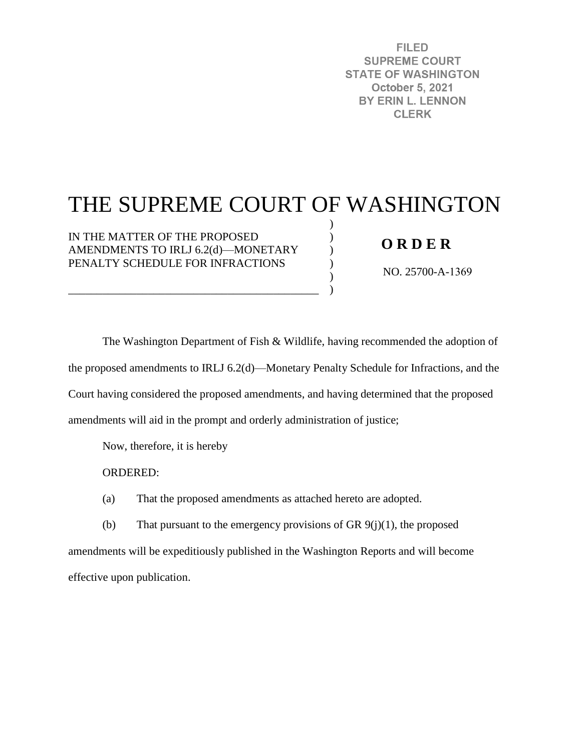FILED
SUPREME COURT
STATE OF WASHINGTON
October 5, 2021
BY ERIN L. LENNON
CLERK

# THE SUPREME COURT OF WASHINGTON

IN THE MATTER OF THE PROPOSED AMENDMENTS TO IRLJ 6.2(d)—MONETARY PENALTY SCHEDULE FOR INFRACTIONS

**O R D E R**

NO. 25700-A-1369

The Washington Department of Fish & Wildlife, having recommended the adoption of the proposed amendments to IRLJ 6.2(d)—Monetary Penalty Schedule for Infractions, and the Court having considered the proposed amendments, and having determined that the proposed amendments will aid in the prompt and orderly administration of justice;

Now, therefore, it is hereby

ORDERED:

(a) That the proposed amendments as attached hereto are adopted.

(b) That pursuant to the emergency provisions of GR 9(j)(1), the proposed amendments will be expeditiously published in the Washington Reports and will become effective upon publication.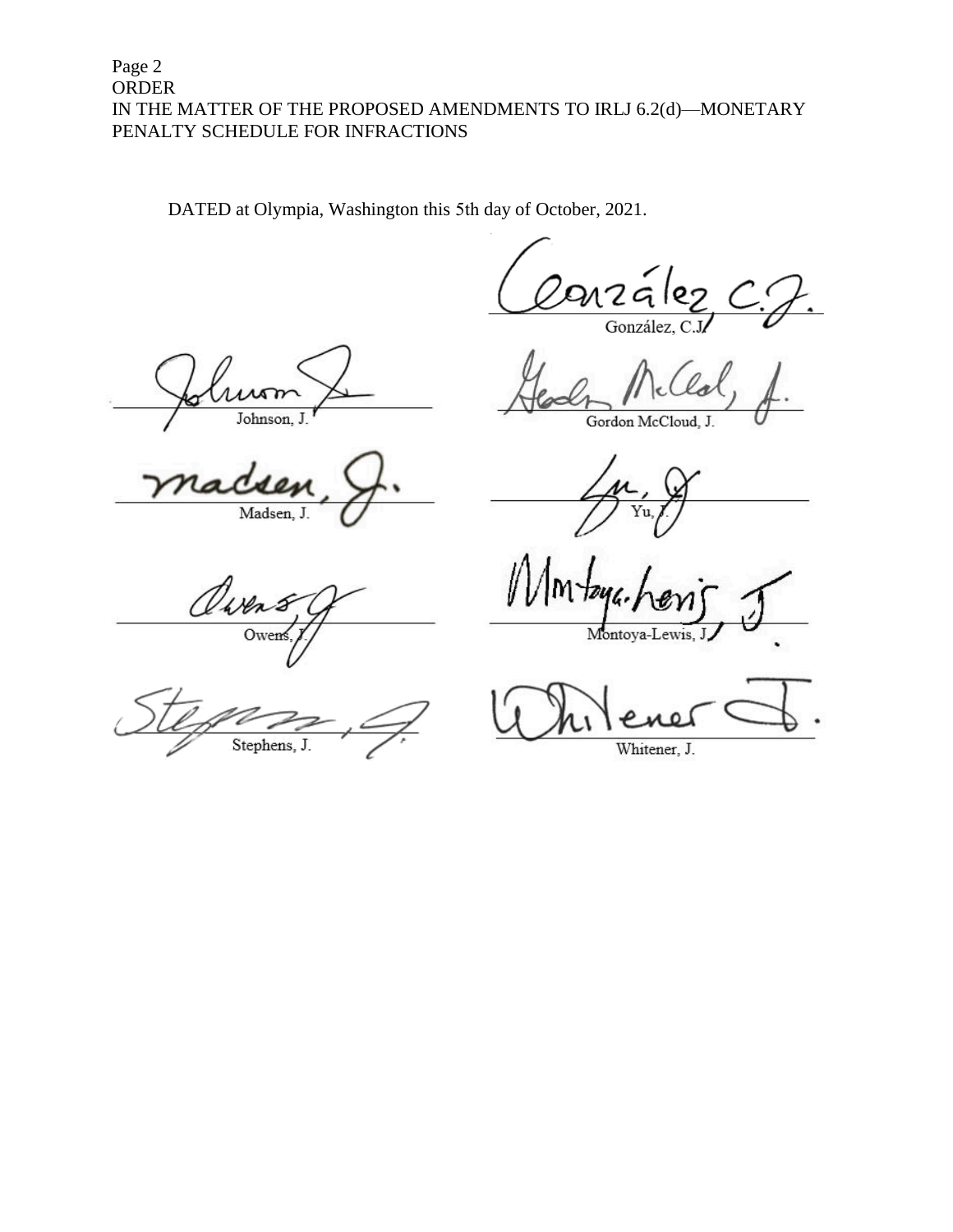Page 2
ORDER
IN THE MATTER OF THE PROPOSED AMENDMENTS TO IRLJ 6.2(d)—MONETARY PENALTY SCHEDULE FOR INFRACTIONS

DATED at Olympia, Washington this 5th day of October, 2021.

González, C.J.

Johnson, J.

Gordon McCloud, J.

Madsen, J.

Yu, J.

Owens, J.

Montoya-Lewis, J.

Stephens, J.

Whitener, J.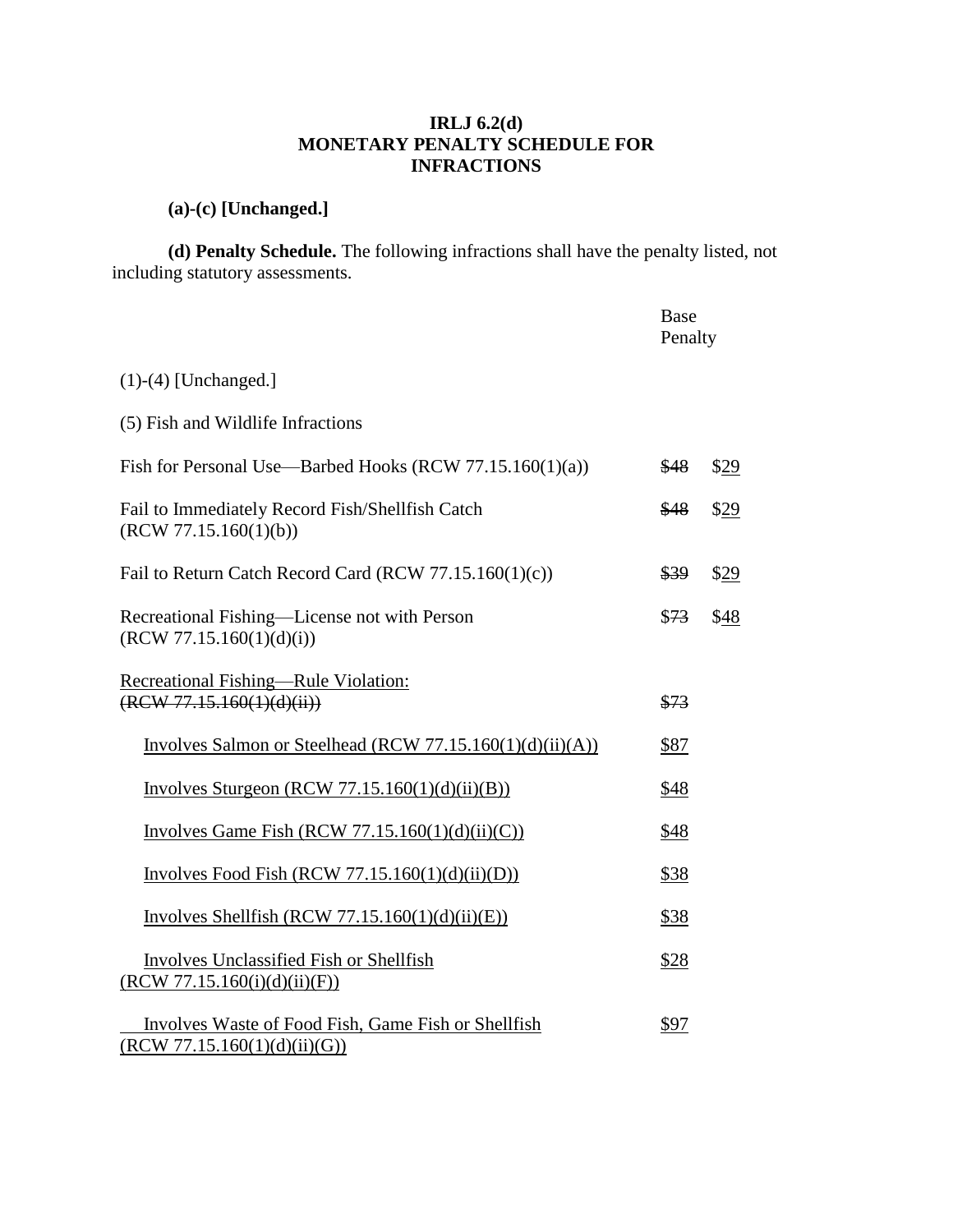**IRLJ 6.2(d)**
**MONETARY PENALTY SCHEDULE FOR INFRACTIONS**

**(a)-(c) [Unchanged.]**

**(d) Penalty Schedule.** The following infractions shall have the penalty listed, not including statutory assessments.

| | Base Penalty | |
|---|---|---|
| (1)-(4) [Unchanged.] | | |
| (5) Fish and Wildlife Infractions | | |
| Fish for Personal Use—Barbed Hooks (RCW 77.15.160(1)(a)) | ~~$48~~ | $<u>29</u> |
| Fail to Immediately Record Fish/Shellfish Catch (RCW 77.15.160(1)(b)) | ~~$48~~ | $<u>29</u> |
| Fail to Return Catch Record Card (RCW 77.15.160(1)(c)) | ~~$39~~ | $<u>29</u> |
| Recreational Fishing—License not with Person (RCW 77.15.160(1)(d)(i)) | ~~$73~~ | $<u>48</u> |
| <u>Recreational Fishing—Rule Violation:</u> ~~(RCW 77.15.160(1)(d)(ii))~~ | ~~$73~~ | |
| <u>Involves Salmon or Steelhead (RCW 77.15.160(1)(d)(ii)(A))</u> | <u>$87</u> | |
| <u>Involves Sturgeon (RCW 77.15.160(1)(d)(ii)(B))</u> | <u>$48</u> | |
| <u>Involves Game Fish (RCW 77.15.160(1)(d)(ii)(C))</u> | <u>$48</u> | |
| <u>Involves Food Fish (RCW 77.15.160(1)(d)(ii)(D))</u> | <u>$38</u> | |
| <u>Involves Shellfish (RCW 77.15.160(1)(d)(ii)(E))</u> | <u>$38</u> | |
| <u>Involves Unclassified Fish or Shellfish (RCW 77.15.160(i)(d)(ii)(F))</u> | <u>$28</u> | |
| <u>Involves Waste of Food Fish, Game Fish or Shellfish (RCW 77.15.160(1)(d)(ii)(G))</u> | <u>$97</u> | |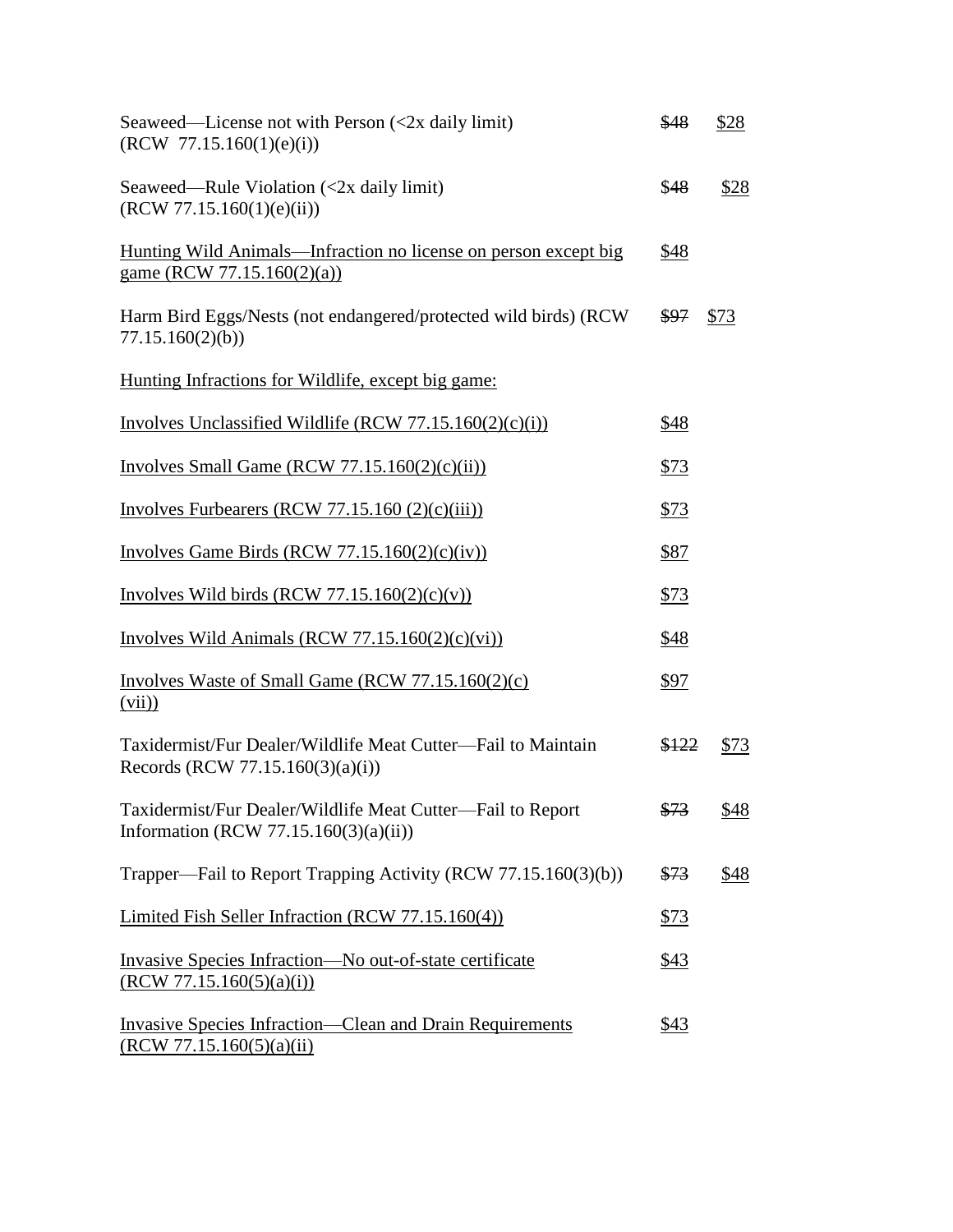| | | |
|---|---|---|
| Seaweed—License not with Person (<2x daily limit) (RCW 77.15.160(1)(e)(i)) | ~~$48~~ | <u>$28</u> |
| Seaweed—Rule Violation (<2x daily limit) (RCW 77.15.160(1)(e)(ii)) | ~~$48~~ | <u>$28</u> |
| <u>Hunting Wild Animals—Infraction no license on person except big game (RCW 77.15.160(2)(a))</u> | <u>$48</u> | |
| Harm Bird Eggs/Nests (not endangered/protected wild birds) (RCW 77.15.160(2)(b)) | ~~$97~~ | <u>$73</u> |
| <u>Hunting Infractions for Wildlife, except big game:</u> | | |
| <u>Involves Unclassified Wildlife (RCW 77.15.160(2)(c)(i))</u> | <u>$48</u> | |
| <u>Involves Small Game (RCW 77.15.160(2)(c)(ii))</u> | <u>$73</u> | |
| <u>Involves Furbearers (RCW 77.15.160 (2)(c)(iii))</u> | <u>$73</u> | |
| <u>Involves Game Birds (RCW 77.15.160(2)(c)(iv))</u> | <u>$87</u> | |
| <u>Involves Wild birds (RCW 77.15.160(2)(c)(v))</u> | <u>$73</u> | |
| <u>Involves Wild Animals (RCW 77.15.160(2)(c)(vi))</u> | <u>$48</u> | |
| <u>Involves Waste of Small Game (RCW 77.15.160(2)(c)(vii))</u> | <u>$97</u> | |
| Taxidermist/Fur Dealer/Wildlife Meat Cutter—Fail to Maintain Records (RCW 77.15.160(3)(a)(i)) | ~~$122~~ | <u>$73</u> |
| Taxidermist/Fur Dealer/Wildlife Meat Cutter—Fail to Report Information (RCW 77.15.160(3)(a)(ii)) | ~~$73~~ | <u>$48</u> |
| Trapper—Fail to Report Trapping Activity (RCW 77.15.160(3)(b)) | ~~$73~~ | <u>$48</u> |
| <u>Limited Fish Seller Infraction (RCW 77.15.160(4))</u> | <u>$73</u> | |
| <u>Invasive Species Infraction—No out-of-state certificate (RCW 77.15.160(5)(a)(i))</u> | <u>$43</u> | |
| <u>Invasive Species Infraction—Clean and Drain Requirements (RCW 77.15.160(5)(a)(ii)</u> | <u>$43</u> | |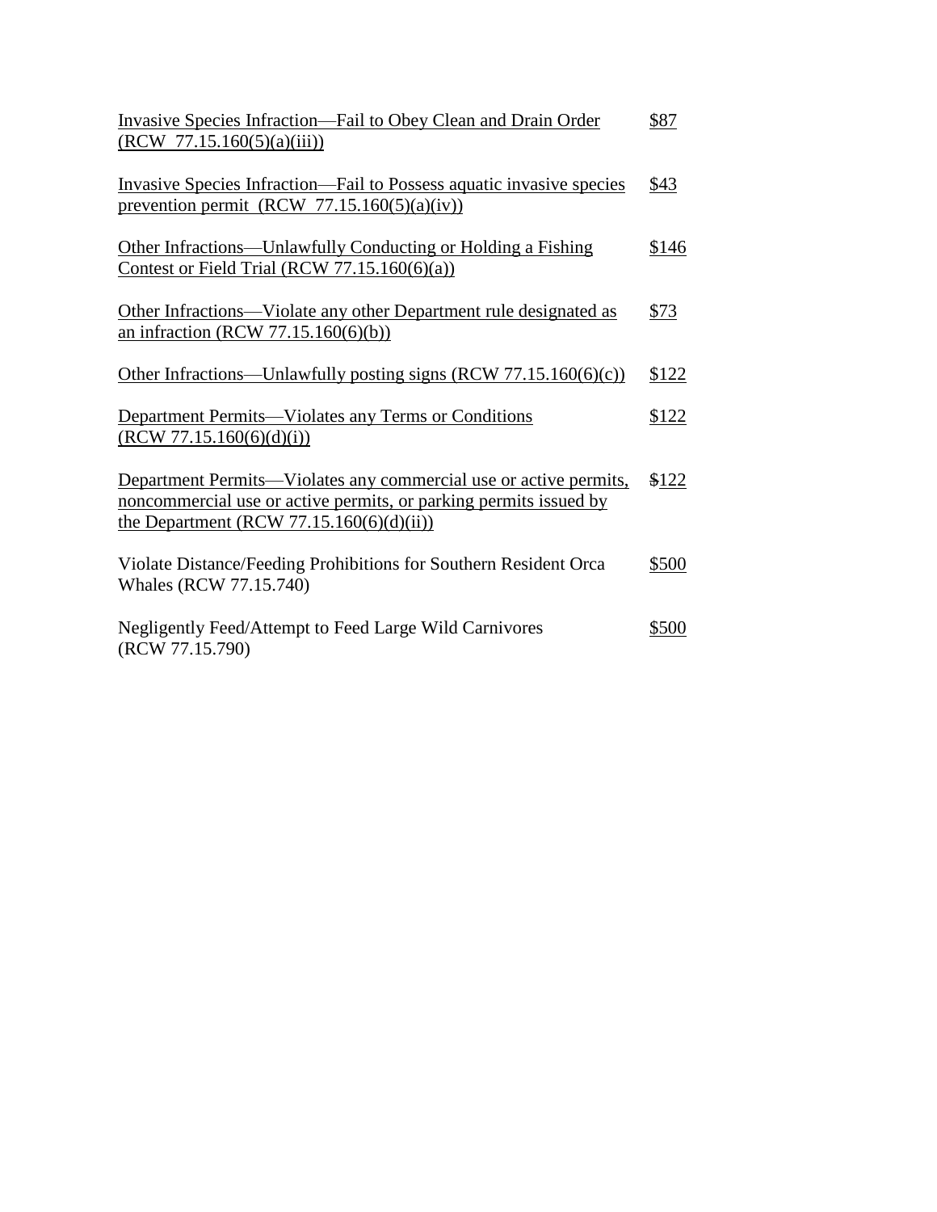| | |
|---|---|
| Invasive Species Infraction—Fail to Obey Clean and Drain Order (RCW 77.15.160(5)(a)(iii)) | $87 |
| Invasive Species Infraction—Fail to Possess aquatic invasive species prevention permit (RCW 77.15.160(5)(a)(iv)) | $43 |
| Other Infractions—Unlawfully Conducting or Holding a Fishing Contest or Field Trial (RCW 77.15.160(6)(a)) | $146 |
| Other Infractions—Violate any other Department rule designated as an infraction (RCW 77.15.160(6)(b)) | $73 |
| Other Infractions—Unlawfully posting signs (RCW 77.15.160(6)(c)) | $122 |
| Department Permits—Violates any Terms or Conditions (RCW 77.15.160(6)(d)(i)) | $122 |
| Department Permits—Violates any commercial use or active permits, noncommercial use or active permits, or parking permits issued by the Department (RCW 77.15.160(6)(d)(ii)) | $122 |
| Violate Distance/Feeding Prohibitions for Southern Resident Orca Whales (RCW 77.15.740) | $500 |
| Negligently Feed/Attempt to Feed Large Wild Carnivores (RCW 77.15.790) | $500 |